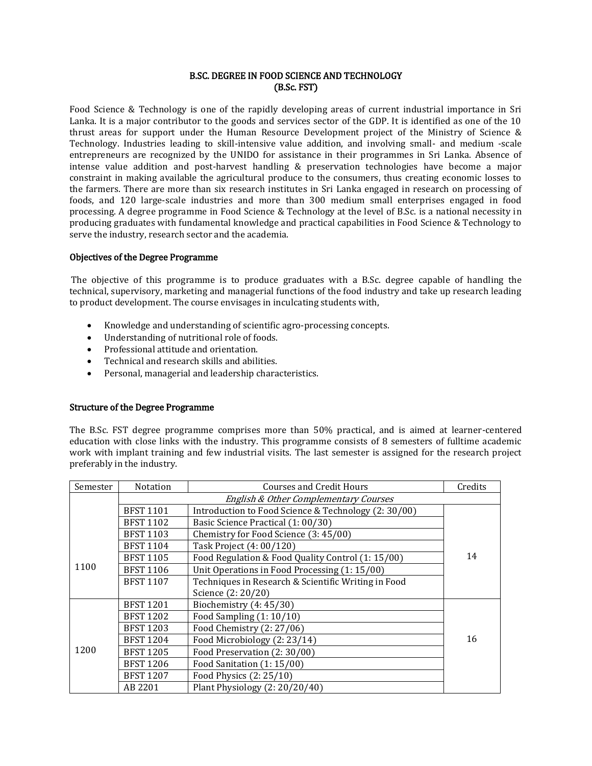# B.SC. DEGREE IN FOOD SCIENCE AND TECHNOLOGY (B.Sc. FST)

Food Science & Technology is one of the rapidly developing areas of current industrial importance in Sri Lanka. It is a major contributor to the goods and services sector of the GDP. It is identified as one of the 10 thrust areas for support under the Human Resource Development project of the Ministry of Science & Technology. Industries leading to skill-intensive value addition, and involving small- and medium -scale entrepreneurs are recognized by the UNIDO for assistance in their programmes in Sri Lanka. Absence of intense value addition and post-harvest handling & preservation technologies have become a major constraint in making available the agricultural produce to the consumers, thus creating economic losses to the farmers. There are more than six research institutes in Sri Lanka engaged in research on processing of foods, and 120 large-scale industries and more than 300 medium small enterprises engaged in food processing. A degree programme in Food Science & Technology at the level of B.Sc. is a national necessity in producing graduates with fundamental knowledge and practical capabilities in Food Science & Technology to serve the industry, research sector and the academia.

## Objectives of the Degree Programme

The objective of this programme is to produce graduates with a B.Sc. degree capable of handling the technical, supervisory, marketing and managerial functions of the food industry and take up research leading to product development. The course envisages in inculcating students with,

- Knowledge and understanding of scientific agro-processing concepts.
- Understanding of nutritional role of foods.
- Professional attitude and orientation.
- Technical and research skills and abilities.
- Personal, managerial and leadership characteristics.

## Structure of the Degree Programme

The B.Sc. FST degree programme comprises more than 50% practical, and is aimed at learner-centered education with close links with the industry. This programme consists of 8 semesters of fulltime academic work with implant training and few industrial visits. The last semester is assigned for the research project preferably in the industry.

| Semester | Notation | Courses and Credit Hours | Credits |
|---|---|---|---|
| 1100 | | *English & Other Complementary Courses* | |
| | BFST 1101 | Introduction to Food Science & Technology (2: 30/00) | 14 |
| | BFST 1102 | Basic Science Practical (1: 00/30) | |
| | BFST 1103 | Chemistry for Food Science (3: 45/00) | |
| | BFST 1104 | Task Project (4: 00/120) | |
| | BFST 1105 | Food Regulation & Food Quality Control (1: 15/00) | |
| | BFST 1106 | Unit Operations in Food Processing (1: 15/00) | |
| | BFST 1107 | Techniques in Research & Scientific Writing in Food Science (2: 20/20) | |
| 1200 | BFST 1201 | Biochemistry (4: 45/30) | 16 |
| | BFST 1202 | Food Sampling (1: 10/10) | |
| | BFST 1203 | Food Chemistry (2: 27/06) | |
| | BFST 1204 | Food Microbiology (2: 23/14) | |
| | BFST 1205 | Food Preservation (2: 30/00) | |
| | BFST 1206 | Food Sanitation (1: 15/00) | |
| | BFST 1207 | Food Physics (2: 25/10) | |
| | AB 2201 | Plant Physiology (2: 20/20/40) | |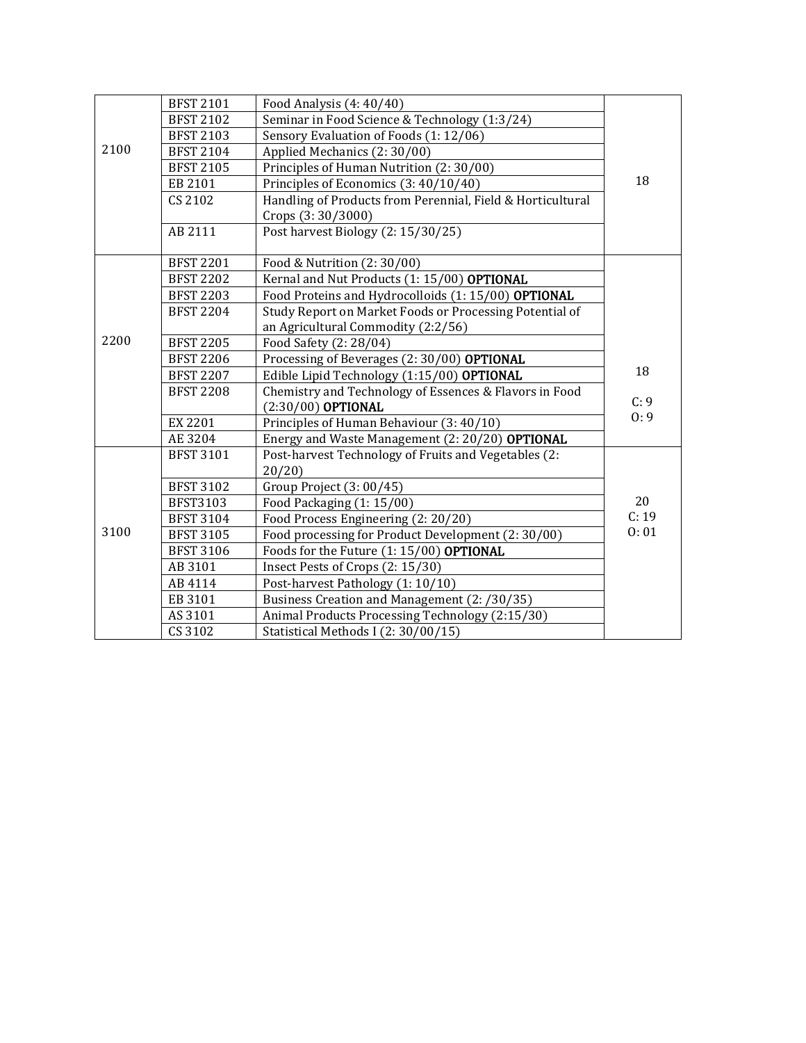| | | | |
|---|---|---|---|
| 2100 | BFST 2101 | Food Analysis (4: 40/40) | 18 |
| | BFST 2102 | Seminar in Food Science & Technology (1:3/24) | |
| | BFST 2103 | Sensory Evaluation of Foods (1: 12/06) | |
| | BFST 2104 | Applied Mechanics (2: 30/00) | |
| | BFST 2105 | Principles of Human Nutrition (2: 30/00) | |
| | EB 2101 | Principles of Economics (3: 40/10/40) | |
| | CS 2102 | Handling of Products from Perennial, Field & Horticultural Crops (3: 30/3000) | |
| | AB 2111 | Post harvest Biology (2: 15/30/25) | |
| 2200 | BFST 2201 | Food & Nutrition (2: 30/00) | 18<br>C: 9<br>O: 9 |
| | BFST 2202 | Kernal and Nut Products (1: 15/00) **OPTIONAL** | |
| | BFST 2203 | Food Proteins and Hydrocolloids (1: 15/00) **OPTIONAL** | |
| | BFST 2204 | Study Report on Market Foods or Processing Potential of an Agricultural Commodity (2:2/56) | |
| | BFST 2205 | Food Safety (2: 28/04) | |
| | BFST 2206 | Processing of Beverages (2: 30/00) **OPTIONAL** | |
| | BFST 2207 | Edible Lipid Technology (1:15/00) **OPTIONAL** | |
| | BFST 2208 | Chemistry and Technology of Essences & Flavors in Food (2:30/00) **OPTIONAL** | |
| | EX 2201 | Principles of Human Behaviour (3: 40/10) | |
| | AE 3204 | Energy and Waste Management (2: 20/20) **OPTIONAL** | |
| 3100 | BFST 3101 | Post-harvest Technology of Fruits and Vegetables (2: 20/20) | 20<br>C: 19<br>O: 01 |
| | BFST 3102 | Group Project (3: 00/45) | |
| | BFST3103 | Food Packaging (1: 15/00) | |
| | BFST 3104 | Food Process Engineering (2: 20/20) | |
| | BFST 3105 | Food processing for Product Development (2: 30/00) | |
| | BFST 3106 | Foods for the Future (1: 15/00) **OPTIONAL** | |
| | AB 3101 | Insect Pests of Crops (2: 15/30) | |
| | AB 4114 | Post-harvest Pathology (1: 10/10) | |
| | EB 3101 | Business Creation and Management (2: /30/35) | |
| | AS 3101 | Animal Products Processing Technology (2:15/30) | |
| | CS 3102 | Statistical Methods I (2: 30/00/15) | |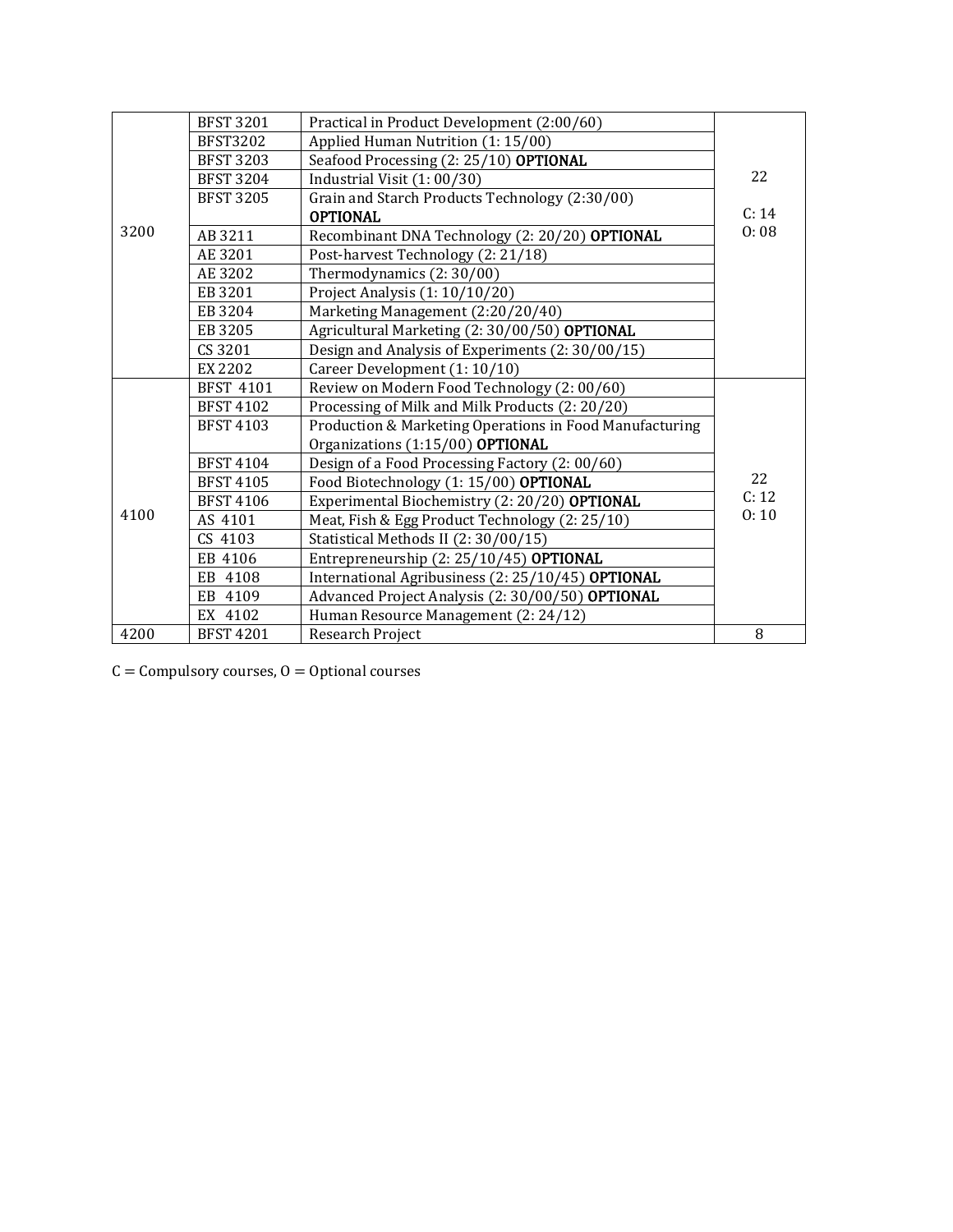| | | | |
|---|---|---|---|
| 3200 | BFST 3201 | Practical in Product Development (2:00/60) | 22<br><br>C: 14<br>O: 08 |
| | BFST3202 | Applied Human Nutrition (1: 15/00) | |
| | BFST 3203 | Seafood Processing (2: 25/10) **OPTIONAL** | |
| | BFST 3204 | Industrial Visit (1: 00/30) | |
| | BFST 3205 | Grain and Starch Products Technology (2:30/00) **OPTIONAL** | |
| | AB 3211 | Recombinant DNA Technology (2: 20/20) **OPTIONAL** | |
| | AE 3201 | Post-harvest Technology (2: 21/18) | |
| | AE 3202 | Thermodynamics (2: 30/00) | |
| | EB 3201 | Project Analysis (1: 10/10/20) | |
| | EB 3204 | Marketing Management (2:20/20/40) | |
| | EB 3205 | Agricultural Marketing (2: 30/00/50) **OPTIONAL** | |
| | CS 3201 | Design and Analysis of Experiments (2: 30/00/15) | |
| | EX 2202 | Career Development (1: 10/10) | |
| 4100 | BFST 4101 | Review on Modern Food Technology (2: 00/60) | 22<br>C: 12<br>O: 10 |
| | BFST 4102 | Processing of Milk and Milk Products (2: 20/20) | |
| | BFST 4103 | Production & Marketing Operations in Food Manufacturing Organizations (1:15/00) **OPTIONAL** | |
| | BFST 4104 | Design of a Food Processing Factory (2: 00/60) | |
| | BFST 4105 | Food Biotechnology (1: 15/00) **OPTIONAL** | |
| | BFST 4106 | Experimental Biochemistry (2: 20/20) **OPTIONAL** | |
| | AS 4101 | Meat, Fish & Egg Product Technology (2: 25/10) | |
| | CS 4103 | Statistical Methods II (2: 30/00/15) | |
| | EB 4106 | Entrepreneurship (2: 25/10/45) **OPTIONAL** | |
| | EB 4108 | International Agribusiness (2: 25/10/45) **OPTIONAL** | |
| | EB 4109 | Advanced Project Analysis (2: 30/00/50) **OPTIONAL** | |
| | EX 4102 | Human Resource Management (2: 24/12) | |
| 4200 | BFST 4201 | Research Project | 8 |

C = Compulsory courses, O = Optional courses